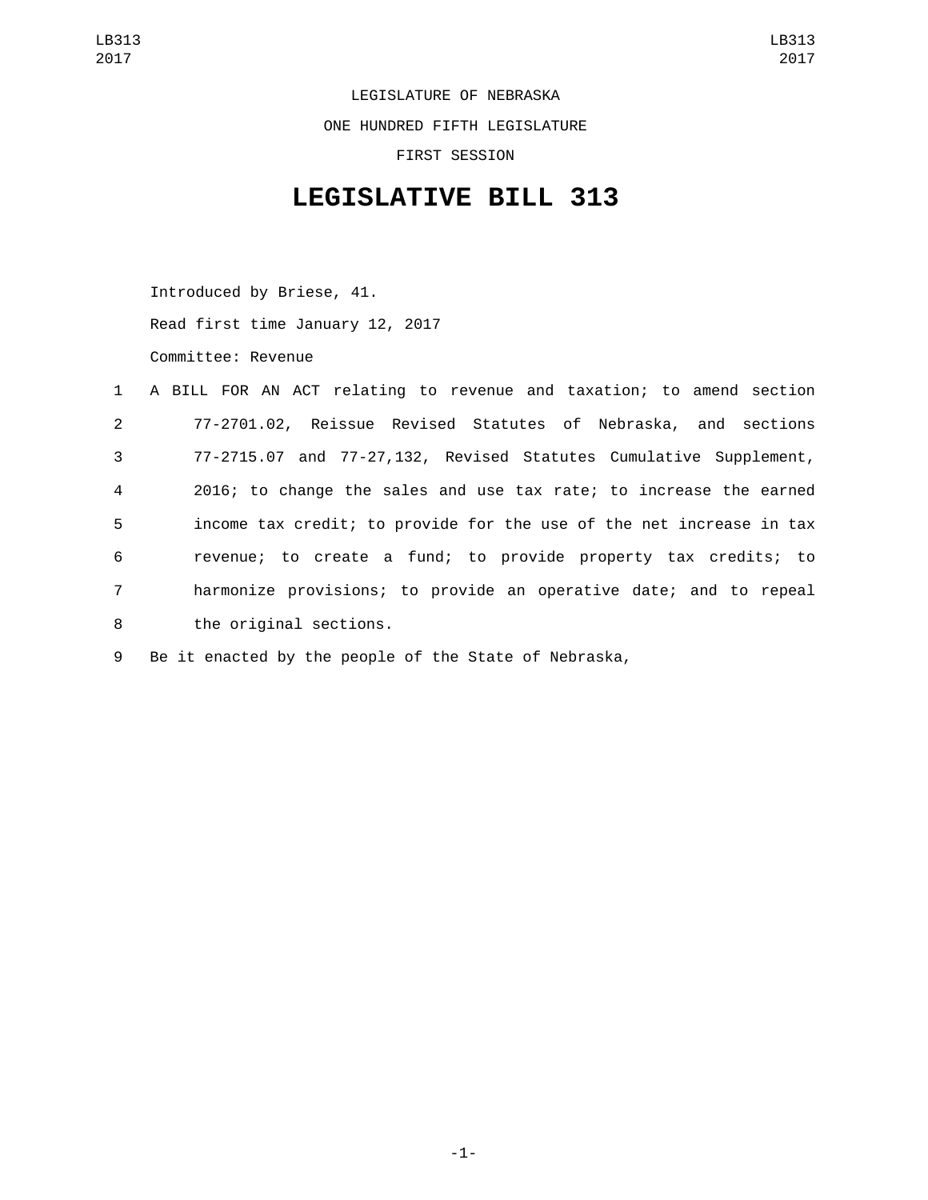LEGISLATURE OF NEBRASKA

ONE HUNDRED FIFTH LEGISLATURE

FIRST SESSION

# LEGISLATIVE BILL 313

Introduced by Briese, 41.

Read first time January 12, 2017

Committee: Revenue

1 A BILL FOR AN ACT relating to revenue and taxation; to amend section
2 77-2701.02, Reissue Revised Statutes of Nebraska, and sections
3 77-2715.07 and 77-27,132, Revised Statutes Cumulative Supplement,
4 2016; to change the sales and use tax rate; to increase the earned
5 income tax credit; to provide for the use of the net increase in tax
6 revenue; to create a fund; to provide property tax credits; to
7 harmonize provisions; to provide an operative date; and to repeal
8 the original sections.

9 Be it enacted by the people of the State of Nebraska,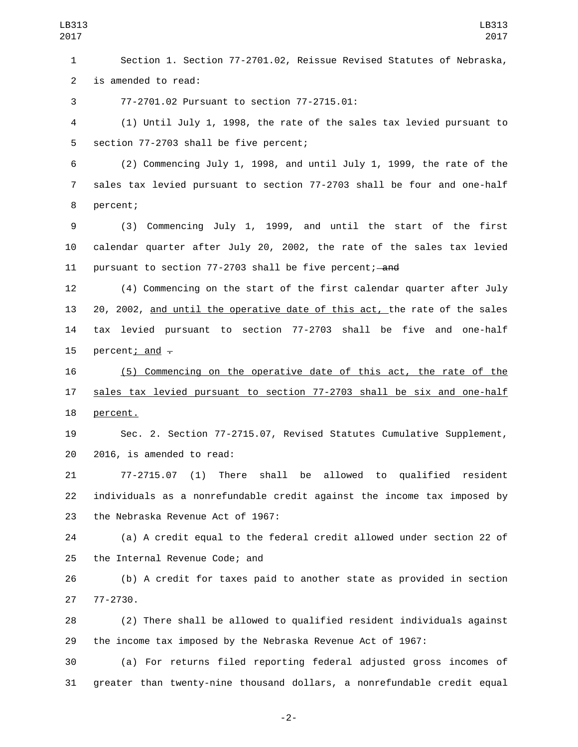Section 1. Section 77-2701.02, Reissue Revised Statutes of Nebraska, is amended to read:

77-2701.02 Pursuant to section 77-2715.01:

(1) Until July 1, 1998, the rate of the sales tax levied pursuant to section 77-2703 shall be five percent;

(2) Commencing July 1, 1998, and until July 1, 1999, the rate of the sales tax levied pursuant to section 77-2703 shall be four and one-half percent;

(3) Commencing July 1, 1999, and until the start of the first calendar quarter after July 20, 2002, the rate of the sales tax levied pursuant to section 77-2703 shall be five percent; ~~and~~

(4) Commencing on the start of the first calendar quarter after July 20, 2002, <u>and until the operative date of this act,</u> the rate of the sales tax levied pursuant to section 77-2703 shall be five and one-half percent<u>; and</u> ~~.~~

<u>(5) Commencing on the operative date of this act, the rate of the sales tax levied pursuant to section 77-2703 shall be six and one-half percent.</u>

Sec. 2. Section 77-2715.07, Revised Statutes Cumulative Supplement, 2016, is amended to read:

77-2715.07 (1) There shall be allowed to qualified resident individuals as a nonrefundable credit against the income tax imposed by the Nebraska Revenue Act of 1967:

(a) A credit equal to the federal credit allowed under section 22 of the Internal Revenue Code; and

(b) A credit for taxes paid to another state as provided in section 77-2730.

(2) There shall be allowed to qualified resident individuals against the income tax imposed by the Nebraska Revenue Act of 1967:

(a) For returns filed reporting federal adjusted gross incomes of greater than twenty-nine thousand dollars, a nonrefundable credit equal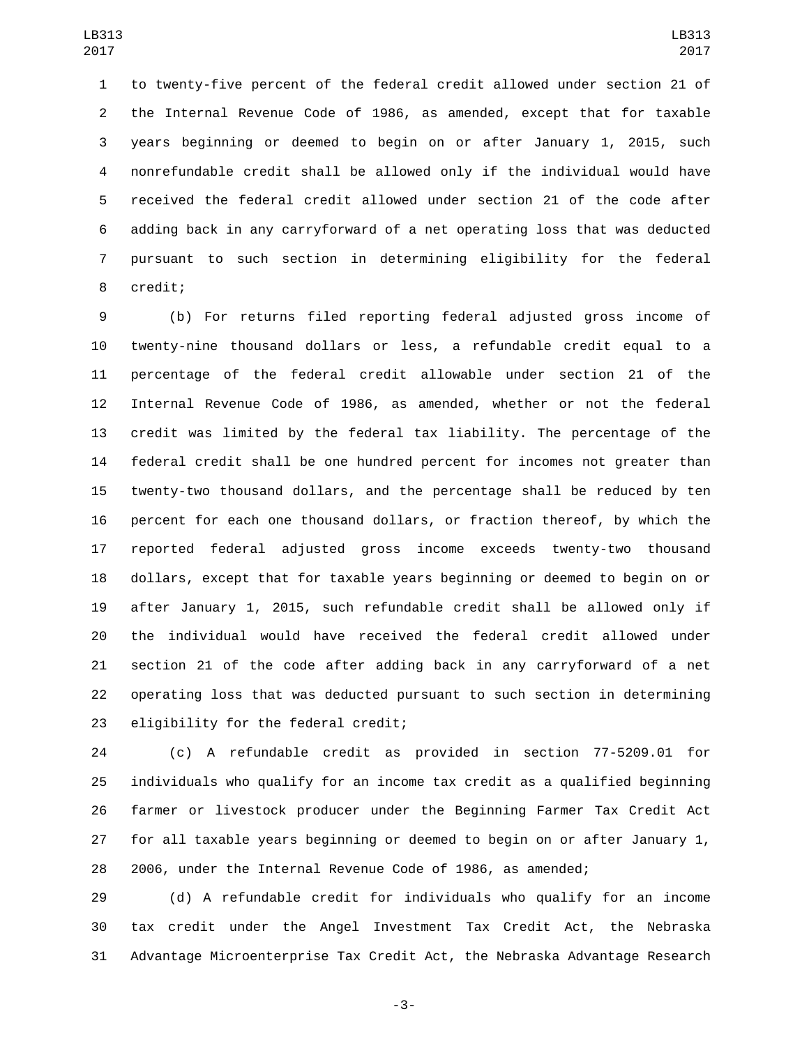to twenty-five percent of the federal credit allowed under section 21 of the Internal Revenue Code of 1986, as amended, except that for taxable years beginning or deemed to begin on or after January 1, 2015, such nonrefundable credit shall be allowed only if the individual would have received the federal credit allowed under section 21 of the code after adding back in any carryforward of a net operating loss that was deducted pursuant to such section in determining eligibility for the federal credit;

(b) For returns filed reporting federal adjusted gross income of twenty-nine thousand dollars or less, a refundable credit equal to a percentage of the federal credit allowable under section 21 of the Internal Revenue Code of 1986, as amended, whether or not the federal credit was limited by the federal tax liability. The percentage of the federal credit shall be one hundred percent for incomes not greater than twenty-two thousand dollars, and the percentage shall be reduced by ten percent for each one thousand dollars, or fraction thereof, by which the reported federal adjusted gross income exceeds twenty-two thousand dollars, except that for taxable years beginning or deemed to begin on or after January 1, 2015, such refundable credit shall be allowed only if the individual would have received the federal credit allowed under section 21 of the code after adding back in any carryforward of a net operating loss that was deducted pursuant to such section in determining eligibility for the federal credit;

(c) A refundable credit as provided in section 77-5209.01 for individuals who qualify for an income tax credit as a qualified beginning farmer or livestock producer under the Beginning Farmer Tax Credit Act for all taxable years beginning or deemed to begin on or after January 1, 2006, under the Internal Revenue Code of 1986, as amended;

(d) A refundable credit for individuals who qualify for an income tax credit under the Angel Investment Tax Credit Act, the Nebraska Advantage Microenterprise Tax Credit Act, the Nebraska Advantage Research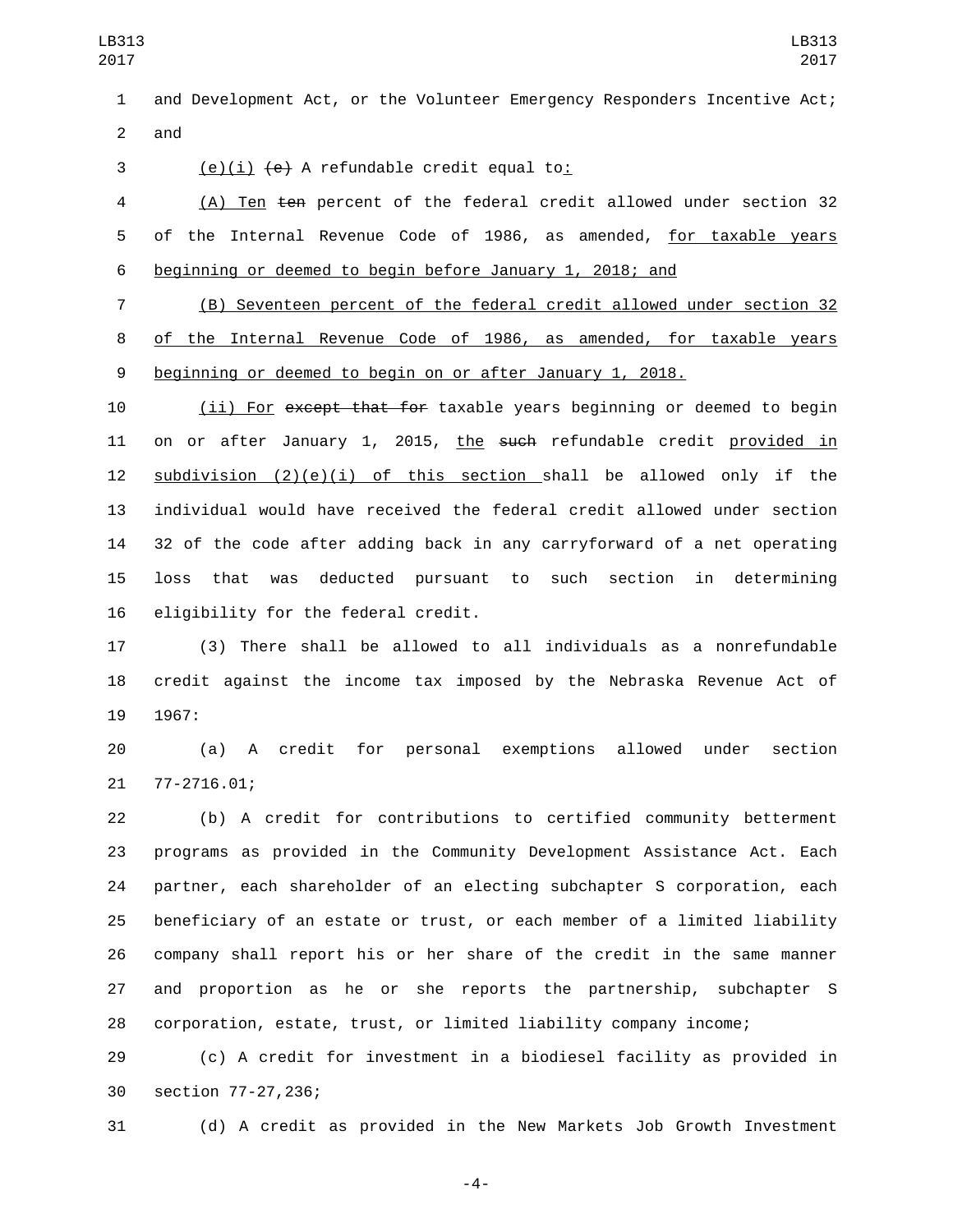and Development Act, or the Volunteer Emergency Responders Incentive Act; and

(e)(i) ~~(e)~~ A refundable credit equal to:

(A) Ten ~~ten~~ percent of the federal credit allowed under section 32 of the Internal Revenue Code of 1986, as amended, for taxable years beginning or deemed to begin before January 1, 2018; and

(B) Seventeen percent of the federal credit allowed under section 32 of the Internal Revenue Code of 1986, as amended, for taxable years beginning or deemed to begin on or after January 1, 2018.

(ii) For ~~except that for~~ taxable years beginning or deemed to begin on or after January 1, 2015, the ~~such~~ refundable credit provided in subdivision (2)(e)(i) of this section shall be allowed only if the individual would have received the federal credit allowed under section 32 of the code after adding back in any carryforward of a net operating loss that was deducted pursuant to such section in determining eligibility for the federal credit.

(3) There shall be allowed to all individuals as a nonrefundable credit against the income tax imposed by the Nebraska Revenue Act of 1967:

(a) A credit for personal exemptions allowed under section 77-2716.01;

(b) A credit for contributions to certified community betterment programs as provided in the Community Development Assistance Act. Each partner, each shareholder of an electing subchapter S corporation, each beneficiary of an estate or trust, or each member of a limited liability company shall report his or her share of the credit in the same manner and proportion as he or she reports the partnership, subchapter S corporation, estate, trust, or limited liability company income;

(c) A credit for investment in a biodiesel facility as provided in section 77-27,236;

(d) A credit as provided in the New Markets Job Growth Investment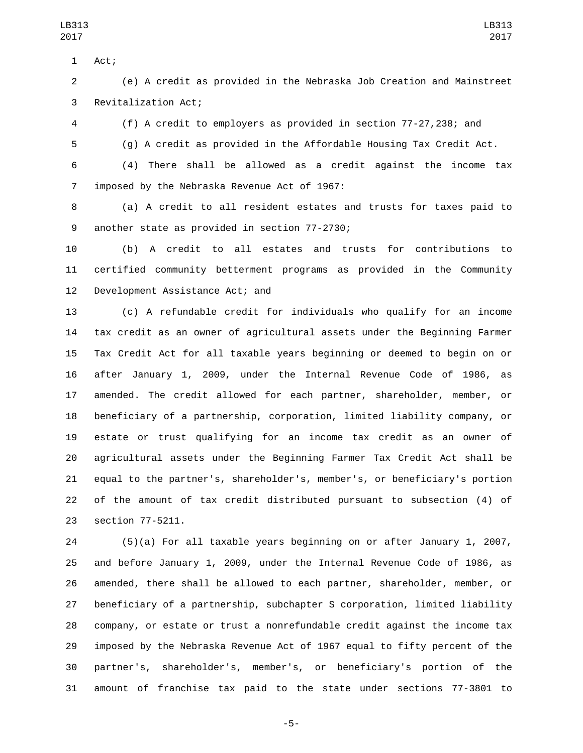Act;

(e) A credit as provided in the Nebraska Job Creation and Mainstreet Revitalization Act;

(f) A credit to employers as provided in section 77-27,238; and

(g) A credit as provided in the Affordable Housing Tax Credit Act.

(4) There shall be allowed as a credit against the income tax imposed by the Nebraska Revenue Act of 1967:

(a) A credit to all resident estates and trusts for taxes paid to another state as provided in section 77-2730;

(b) A credit to all estates and trusts for contributions to certified community betterment programs as provided in the Community Development Assistance Act; and

(c) A refundable credit for individuals who qualify for an income tax credit as an owner of agricultural assets under the Beginning Farmer Tax Credit Act for all taxable years beginning or deemed to begin on or after January 1, 2009, under the Internal Revenue Code of 1986, as amended. The credit allowed for each partner, shareholder, member, or beneficiary of a partnership, corporation, limited liability company, or estate or trust qualifying for an income tax credit as an owner of agricultural assets under the Beginning Farmer Tax Credit Act shall be equal to the partner's, shareholder's, member's, or beneficiary's portion of the amount of tax credit distributed pursuant to subsection (4) of section 77-5211.

(5)(a) For all taxable years beginning on or after January 1, 2007, and before January 1, 2009, under the Internal Revenue Code of 1986, as amended, there shall be allowed to each partner, shareholder, member, or beneficiary of a partnership, subchapter S corporation, limited liability company, or estate or trust a nonrefundable credit against the income tax imposed by the Nebraska Revenue Act of 1967 equal to fifty percent of the partner's, shareholder's, member's, or beneficiary's portion of the amount of franchise tax paid to the state under sections 77-3801 to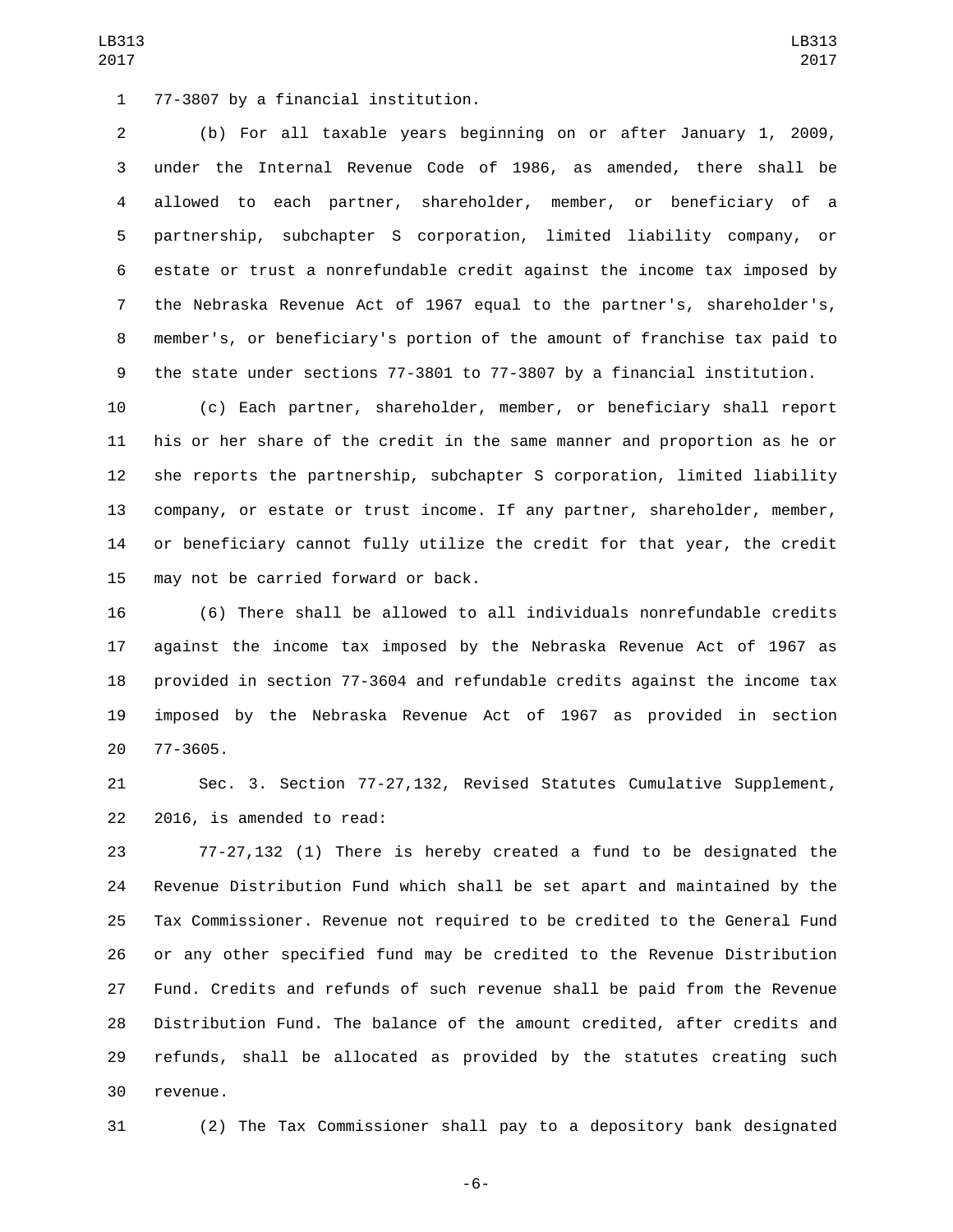77-3807 by a financial institution.

(b) For all taxable years beginning on or after January 1, 2009, under the Internal Revenue Code of 1986, as amended, there shall be allowed to each partner, shareholder, member, or beneficiary of a partnership, subchapter S corporation, limited liability company, or estate or trust a nonrefundable credit against the income tax imposed by the Nebraska Revenue Act of 1967 equal to the partner's, shareholder's, member's, or beneficiary's portion of the amount of franchise tax paid to the state under sections 77-3801 to 77-3807 by a financial institution.

(c) Each partner, shareholder, member, or beneficiary shall report his or her share of the credit in the same manner and proportion as he or she reports the partnership, subchapter S corporation, limited liability company, or estate or trust income. If any partner, shareholder, member, or beneficiary cannot fully utilize the credit for that year, the credit may not be carried forward or back.

(6) There shall be allowed to all individuals nonrefundable credits against the income tax imposed by the Nebraska Revenue Act of 1967 as provided in section 77-3604 and refundable credits against the income tax imposed by the Nebraska Revenue Act of 1967 as provided in section 77-3605.

Sec. 3. Section 77-27,132, Revised Statutes Cumulative Supplement, 2016, is amended to read:

77-27,132 (1) There is hereby created a fund to be designated the Revenue Distribution Fund which shall be set apart and maintained by the Tax Commissioner. Revenue not required to be credited to the General Fund or any other specified fund may be credited to the Revenue Distribution Fund. Credits and refunds of such revenue shall be paid from the Revenue Distribution Fund. The balance of the amount credited, after credits and refunds, shall be allocated as provided by the statutes creating such revenue.

(2) The Tax Commissioner shall pay to a depository bank designated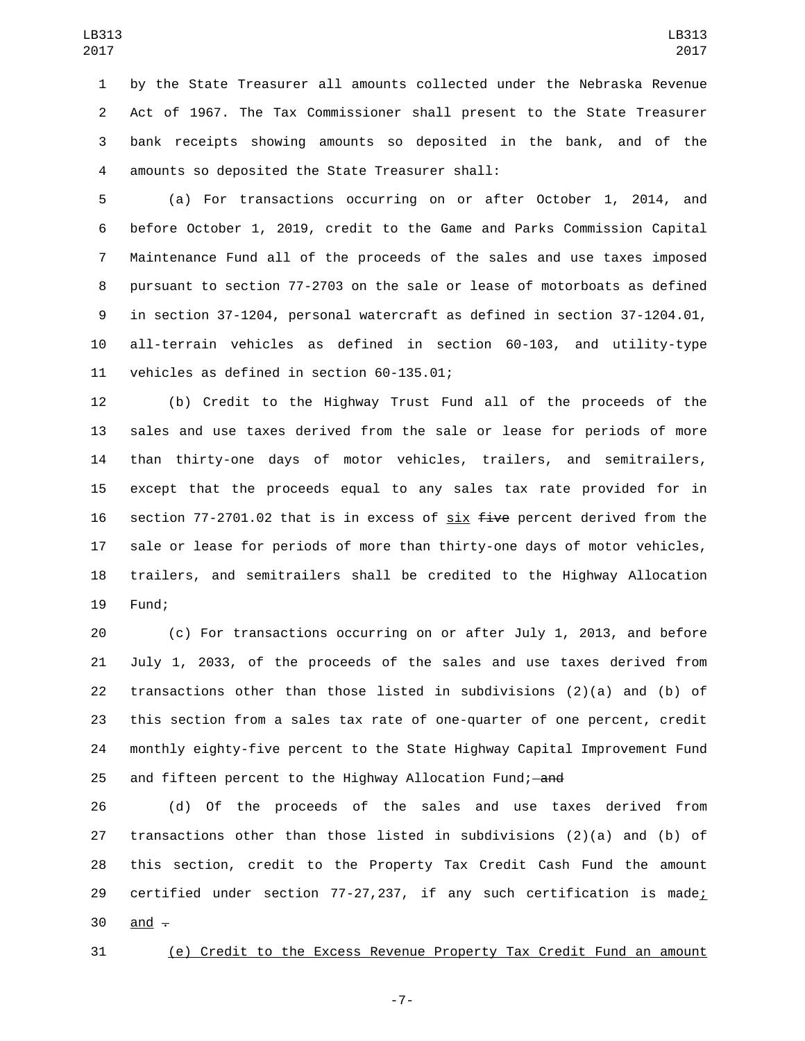by the State Treasurer all amounts collected under the Nebraska Revenue Act of 1967. The Tax Commissioner shall present to the State Treasurer bank receipts showing amounts so deposited in the bank, and of the amounts so deposited the State Treasurer shall:

(a) For transactions occurring on or after October 1, 2014, and before October 1, 2019, credit to the Game and Parks Commission Capital Maintenance Fund all of the proceeds of the sales and use taxes imposed pursuant to section 77-2703 on the sale or lease of motorboats as defined in section 37-1204, personal watercraft as defined in section 37-1204.01, all-terrain vehicles as defined in section 60-103, and utility-type vehicles as defined in section 60-135.01;

(b) Credit to the Highway Trust Fund all of the proceeds of the sales and use taxes derived from the sale or lease for periods of more than thirty-one days of motor vehicles, trailers, and semitrailers, except that the proceeds equal to any sales tax rate provided for in section 77-2701.02 that is in excess of <u>six</u> ~~five~~ percent derived from the sale or lease for periods of more than thirty-one days of motor vehicles, trailers, and semitrailers shall be credited to the Highway Allocation Fund;

(c) For transactions occurring on or after July 1, 2013, and before July 1, 2033, of the proceeds of the sales and use taxes derived from transactions other than those listed in subdivisions (2)(a) and (b) of this section from a sales tax rate of one-quarter of one percent, credit monthly eighty-five percent to the State Highway Capital Improvement Fund and fifteen percent to the Highway Allocation Fund; ~~and~~

(d) Of the proceeds of the sales and use taxes derived from transactions other than those listed in subdivisions (2)(a) and (b) of this section, credit to the Property Tax Credit Cash Fund the amount certified under section 77-27,237, if any such certification is made<u>;</u> <u>and</u> ~~.~~

<u>(e) Credit to the Excess Revenue Property Tax Credit Fund an amount</u>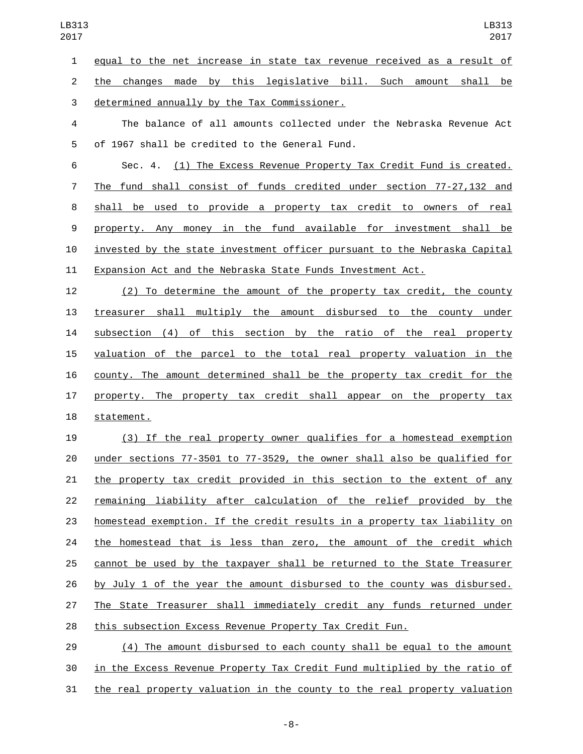equal to the net increase in state tax revenue received as a result of the changes made by this legislative bill. Such amount shall be determined annually by the Tax Commissioner.

The balance of all amounts collected under the Nebraska Revenue Act of 1967 shall be credited to the General Fund.

Sec. 4. (1) The Excess Revenue Property Tax Credit Fund is created. The fund shall consist of funds credited under section 77-27,132 and shall be used to provide a property tax credit to owners of real property. Any money in the fund available for investment shall be invested by the state investment officer pursuant to the Nebraska Capital Expansion Act and the Nebraska State Funds Investment Act.

(2) To determine the amount of the property tax credit, the county treasurer shall multiply the amount disbursed to the county under subsection (4) of this section by the ratio of the real property valuation of the parcel to the total real property valuation in the county. The amount determined shall be the property tax credit for the property. The property tax credit shall appear on the property tax statement.

(3) If the real property owner qualifies for a homestead exemption under sections 77-3501 to 77-3529, the owner shall also be qualified for the property tax credit provided in this section to the extent of any remaining liability after calculation of the relief provided by the homestead exemption. If the credit results in a property tax liability on the homestead that is less than zero, the amount of the credit which cannot be used by the taxpayer shall be returned to the State Treasurer by July 1 of the year the amount disbursed to the county was disbursed. The State Treasurer shall immediately credit any funds returned under this subsection Excess Revenue Property Tax Credit Fun.

(4) The amount disbursed to each county shall be equal to the amount in the Excess Revenue Property Tax Credit Fund multiplied by the ratio of the real property valuation in the county to the real property valuation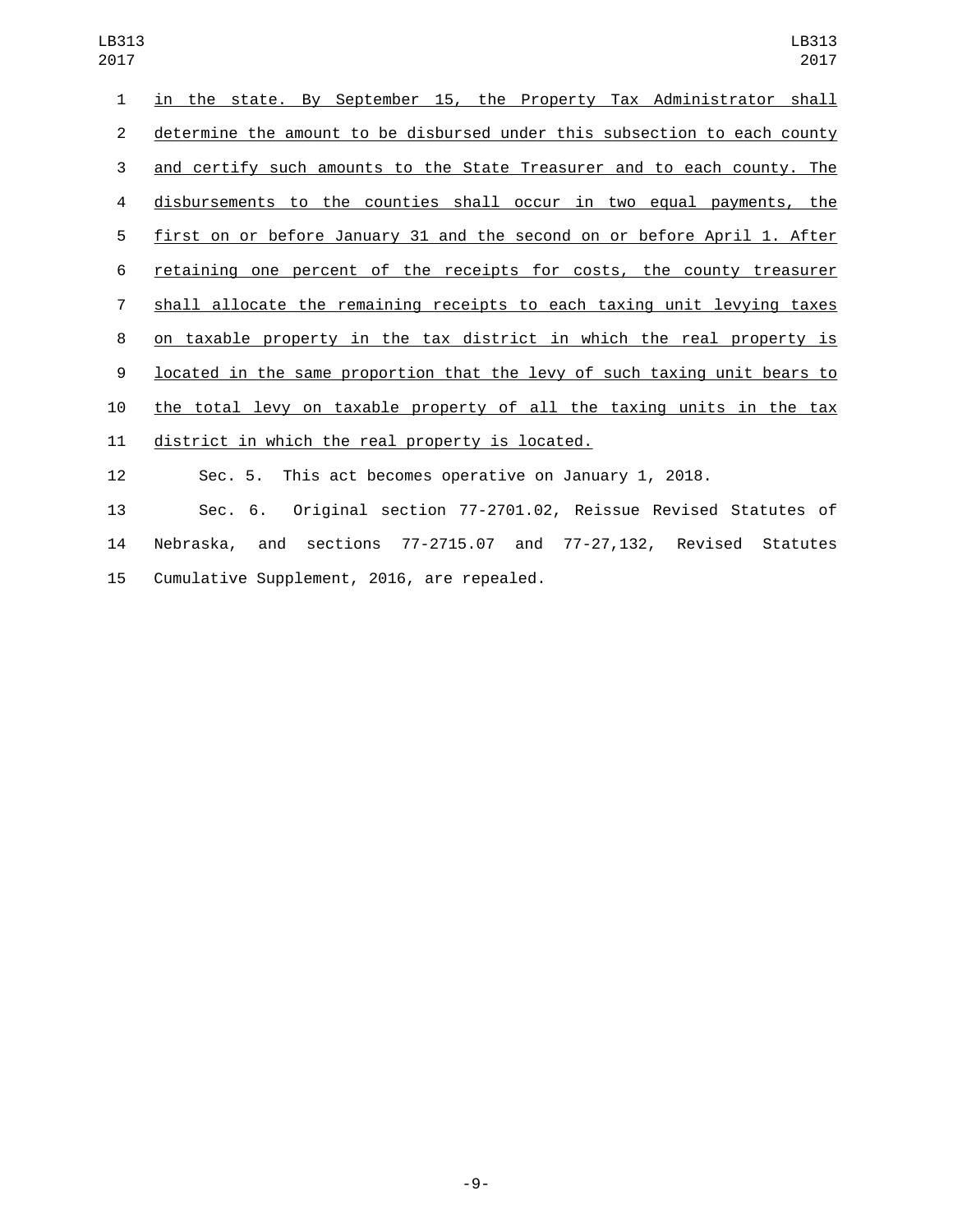in the state. By September 15, the Property Tax Administrator shall determine the amount to be disbursed under this subsection to each county and certify such amounts to the State Treasurer and to each county. The disbursements to the counties shall occur in two equal payments, the first on or before January 31 and the second on or before April 1. After retaining one percent of the receipts for costs, the county treasurer shall allocate the remaining receipts to each taxing unit levying taxes on taxable property in the tax district in which the real property is located in the same proportion that the levy of such taxing unit bears to the total levy on taxable property of all the taxing units in the tax district in which the real property is located.

Sec. 5. This act becomes operative on January 1, 2018.

Sec. 6. Original section 77-2701.02, Reissue Revised Statutes of Nebraska, and sections 77-2715.07 and 77-27,132, Revised Statutes Cumulative Supplement, 2016, are repealed.